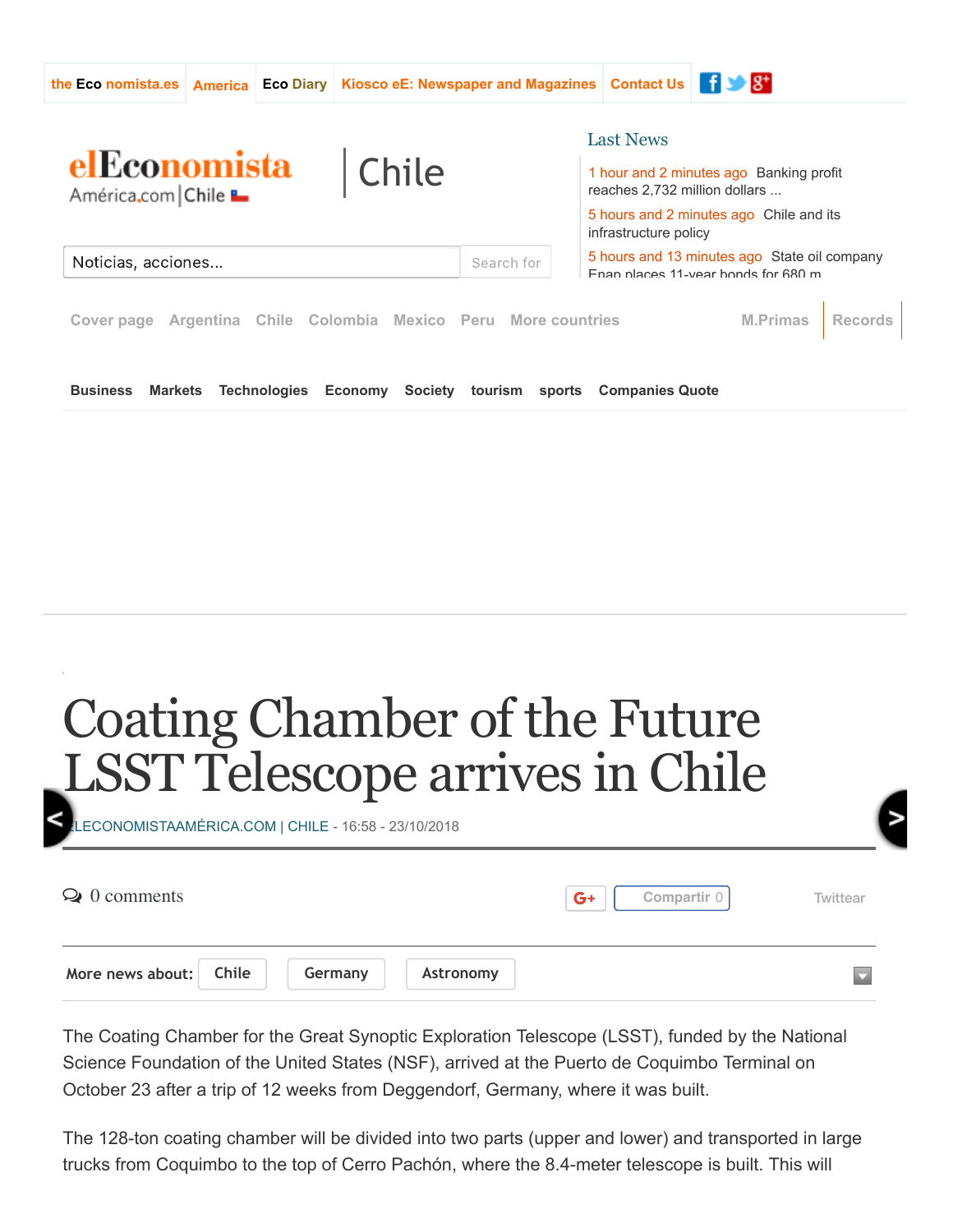the Eco nomista.es | America | Eco Diary | Kiosco eE: Newspaper and Magazines | Contact Us

elEconomista América.com | Chile

Chile

Last News

1 hour and 2 minutes ago Banking profit reaches 2,732 million dollars ...

5 hours and 2 minutes ago Chile and its infrastructure policy

5 hours and 13 minutes ago State oil company Enap places 11-year bonds for 680 m

Noticias, acciones... Search for

Cover page Argentina Chile Colombia Mexico Peru More countries M.Primas Records

Business Markets Technologies Economy Society tourism sports Companies Quote

# Coating Chamber of the Future LSST Telescope arrives in Chile

ELECONOMISTAAMÉRICA.COM | CHILE - 16:58 - 23/10/2018

0 comments

Compartir 0 Twittear

More news about: Chile Germany Astronomy

The Coating Chamber for the Great Synoptic Exploration Telescope (LSST), funded by the National Science Foundation of the United States (NSF), arrived at the Puerto de Coquimbo Terminal on October 23 after a trip of 12 weeks from Deggendorf, Germany, where it was built.

The 128-ton coating chamber will be divided into two parts (upper and lower) and transported in large trucks from Coquimbo to the top of Cerro Pachón, where the 8.4-meter telescope is built. This will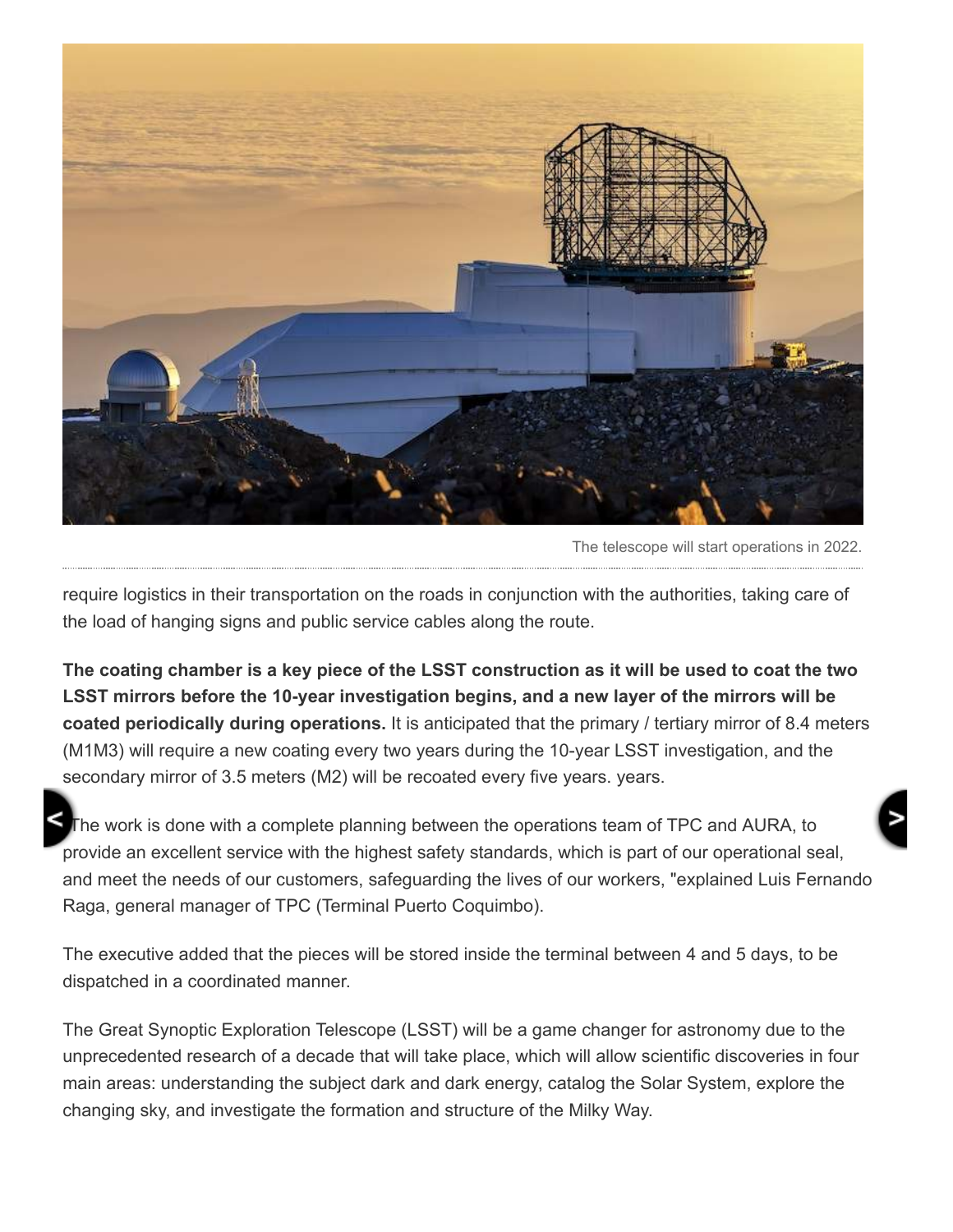The telescope will start operations in 2022.

require logistics in their transportation on the roads in conjunction with the authorities, taking care of the load of hanging signs and public service cables along the route.

**The coating chamber is a key piece of the LSST construction as it will be used to coat the two LSST mirrors before the 10-year investigation begins, and a new layer of the mirrors will be coated periodically during operations.** It is anticipated that the primary / tertiary mirror of 8.4 meters (M1M3) will require a new coating every two years during the 10-year LSST investigation, and the secondary mirror of 3.5 meters (M2) will be recoated every five years. years.

The work is done with a complete planning between the operations team of TPC and AURA, to provide an excellent service with the highest safety standards, which is part of our operational seal, and meet the needs of our customers, safeguarding the lives of our workers, "explained Luis Fernando Raga, general manager of TPC (Terminal Puerto Coquimbo).

The executive added that the pieces will be stored inside the terminal between 4 and 5 days, to be dispatched in a coordinated manner.

The Great Synoptic Exploration Telescope (LSST) will be a game changer for astronomy due to the unprecedented research of a decade that will take place, which will allow scientific discoveries in four main areas: understanding the subject dark and dark energy, catalog the Solar System, explore the changing sky, and investigate the formation and structure of the Milky Way.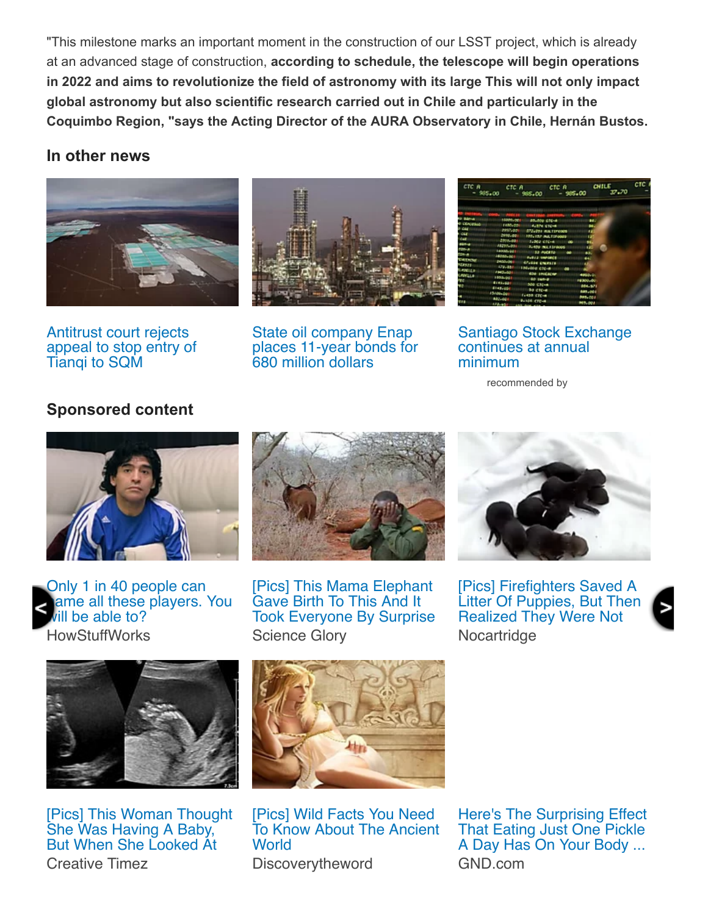"This milestone marks an important moment in the construction of our LSST project, which is already at an advanced stage of construction, **according to schedule, the telescope will begin operations in 2022 and aims to revolutionize the field of astronomy with its large This will not only impact global astronomy but also scientific research carried out in Chile and particularly in the Coquimbo Region, "says the Acting Director of the AURA Observatory in Chile, Hernán Bustos.**

## In other news

Antitrust court rejects appeal to stop entry of Tianqi to SQM

State oil company Enap places 11-year bonds for 680 million dollars

Santiago Stock Exchange continues at annual minimum

recommended by

## Sponsored content

Only 1 in 40 people can name all these players. You will be able to?
HowStuffWorks

[Pics] This Mama Elephant Gave Birth To This And It Took Everyone By Surprise
Science Glory

[Pics] Firefighters Saved A Litter Of Puppies, But Then Realized They Were Not
Nocartridge

[Pics] This Woman Thought She Was Having A Baby, But When She Looked At
Creative Timez

[Pics] Wild Facts You Need To Know About The Ancient World
Discoverytheword

Here's The Surprising Effect That Eating Just One Pickle A Day Has On Your Body ...
GND.com